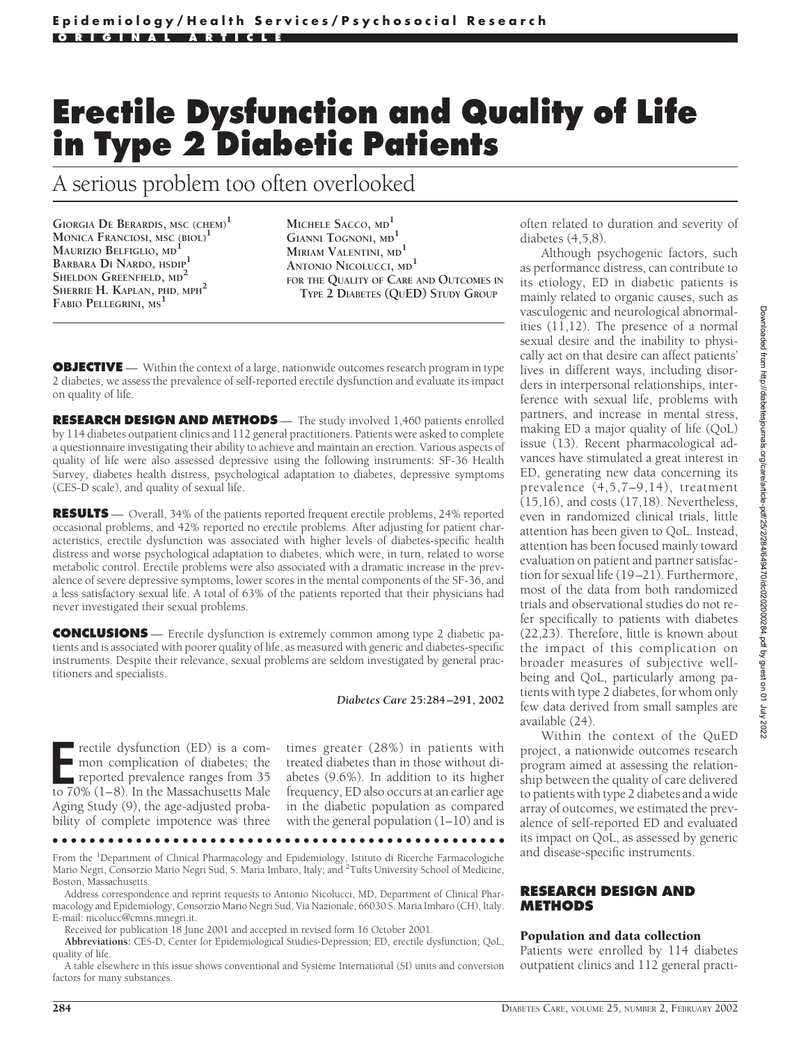# Erectile Dysfunction and Quality of Life in Type 2 Diabetic Patients

## A serious problem too often overlooked

GIORGIA DE BERARDIS, MSC (CHEM)[1]
MONICA FRANCIOSI, MSC (BIOL)[1]
MAURIZIO BELFIGLIO, MD[1]
BARBARA DI NARDO, HSDIP[1]
SHELDON GREENFIELD, MD[2]
SHERRIE H. KAPLAN, PHD, MPH[2]
FABIO PELLEGRINI, MS[1]
MICHELE SACCO, MD[1]
GIANNI TOGNONI, MD[1]
MIRIAM VALENTINI, MD[1]
ANTONIO NICOLUCCI, MD[1]
FOR THE QUALITY OF CARE AND OUTCOMES IN TYPE 2 DIABETES (QUED) STUDY GROUP

**OBJECTIVE** — Within the context of a large, nationwide outcomes research program in type 2 diabetes, we assess the prevalence of self-reported erectile dysfunction and evaluate its impact on quality of life.

**RESEARCH DESIGN AND METHODS** — The study involved 1,460 patients enrolled by 114 diabetes outpatient clinics and 112 general practitioners. Patients were asked to complete a questionnaire investigating their ability to achieve and maintain an erection. Various aspects of quality of life were also assessed depressive using the following instruments: SF-36 Health Survey, diabetes health distress, psychological adaptation to diabetes, depressive symptoms (CES-D scale), and quality of sexual life.

**RESULTS** — Overall, 34% of the patients reported frequent erectile problems, 24% reported occasional problems, and 42% reported no erectile problems. After adjusting for patient characteristics, erectile dysfunction was associated with higher levels of diabetes-specific health distress and worse psychological adaptation to diabetes, which were, in turn, related to worse metabolic control. Erectile problems were also associated with a dramatic increase in the prevalence of severe depressive symptoms, lower scores in the mental components of the SF-36, and a less satisfactory sexual life. A total of 63% of the patients reported that their physicians had never investigated their sexual problems.

**CONCLUSIONS** — Erectile dysfunction is extremely common among type 2 diabetic patients and is associated with poorer quality of life, as measured with generic and diabetes-specific instruments. Despite their relevance, sexual problems are seldom investigated by general practitioners and specialists.

*Diabetes Care* **25**:284–291, 2002

Erectile dysfunction (ED) is a common complication of diabetes; the reported prevalence ranges from 35 to 70% (1–8). In the Massachusetts Male Aging Study (9), the age-adjusted probability of complete impotence was three times greater (28%) in patients with treated diabetes than in those without diabetes (9.6%). In addition to its higher frequency, ED also occurs at an earlier age in the diabetic population as compared with the general population (1–10) and is often related to duration and severity of diabetes (4,5,8).

Although psychogenic factors, such as performance distress, can contribute to its etiology, ED in diabetic patients is mainly related to organic causes, such as vasculogenic and neurological abnormalities (11,12). The presence of a normal sexual desire and the inability to physically act on that desire can affect patients' lives in different ways, including disorders in interpersonal relationships, interference with sexual life, problems with partners, and increase in mental stress, making ED a major quality of life (QoL) issue (13). Recent pharmacological advances have stimulated a great interest in ED, generating new data concerning its prevalence (4,5,7–9,14), treatment (15,16), and costs (17,18). Nevertheless, even in randomized clinical trials, little attention has been given to QoL. Instead, attention has been focused mainly toward evaluation on patient and partner satisfaction for sexual life (19–21). Furthermore, most of the data from both randomized trials and observational studies do not refer specifically to patients with diabetes (22,23). Therefore, little is known about the impact of this complication on broader measures of subjective well-being and QoL, particularly among patients with type 2 diabetes, for whom only few data derived from small samples are available (24).

Within the context of the QuED project, a nationwide outcomes research program aimed at assessing the relationship between the quality of care delivered to patients with type 2 diabetes and a wide array of outcomes, we estimated the prevalence of self-reported ED and evaluated its impact on QoL, as assessed by generic and disease-specific instruments.

From the [1]Department of Clinical Pharmacology and Epidemiology, Istituto di Ricerche Farmacologiche Mario Negri, Consorzio Mario Negri Sud, S. Maria Imbaro, Italy; and [2]Tufts University School of Medicine, Boston, Massachusetts.

Address correspondence and reprint requests to Antonio Nicolucci, MD, Department of Clinical Pharmacology and Epidemiology, Consorzio Mario Negri Sud, Via Nazionale, 66030 S. Maria Imbaro (CH), Italy. E-mail: nicolucc@cmns.mnegri.it.

Received for publication 18 June 2001 and accepted in revised form 16 October 2001.

**Abbreviations:** CES-D, Center for Epidemiological Studies-Depression; ED, erectile dysfunction; QoL, quality of life.

A table elsewhere in this issue shows conventional and Système International (SI) units and conversion factors for many substances.

## RESEARCH DESIGN AND METHODS

### Population and data collection

Patients were enrolled by 114 diabetes outpatient clinics and 112 general practi-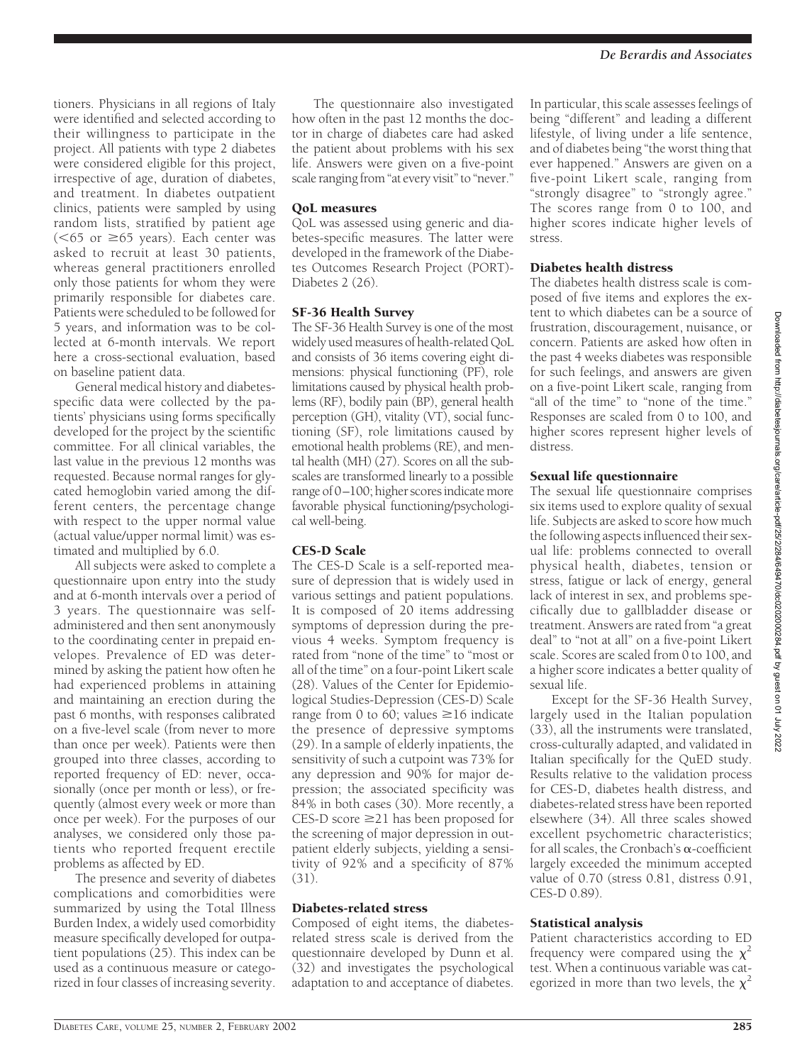tioners. Physicians in all regions of Italy were identified and selected according to their willingness to participate in the project. All patients with type 2 diabetes were considered eligible for this project, irrespective of age, duration of diabetes, and treatment. In diabetes outpatient clinics, patients were sampled by using random lists, stratified by patient age (<65 or ≥65 years). Each center was asked to recruit at least 30 patients, whereas general practitioners enrolled only those patients for whom they were primarily responsible for diabetes care. Patients were scheduled to be followed for 5 years, and information was to be collected at 6-month intervals. We report here a cross-sectional evaluation, based on baseline patient data.

General medical history and diabetes-specific data were collected by the patients' physicians using forms specifically developed for the project by the scientific committee. For all clinical variables, the last value in the previous 12 months was requested. Because normal ranges for glycated hemoglobin varied among the different centers, the percentage change with respect to the upper normal value (actual value/upper normal limit) was estimated and multiplied by 6.0.

All subjects were asked to complete a questionnaire upon entry into the study and at 6-month intervals over a period of 3 years. The questionnaire was self-administered and then sent anonymously to the coordinating center in prepaid envelopes. Prevalence of ED was determined by asking the patient how often he had experienced problems in attaining and maintaining an erection during the past 6 months, with responses calibrated on a five-level scale (from never to more than once per week). Patients were then grouped into three classes, according to reported frequency of ED: never, occasionally (once per month or less), or frequently (almost every week or more than once per week). For the purposes of our analyses, we considered only those patients who reported frequent erectile problems as affected by ED.

The presence and severity of diabetes complications and comorbidities were summarized by using the Total Illness Burden Index, a widely used comorbidity measure specifically developed for outpatient populations (25). This index can be used as a continuous measure or categorized in four classes of increasing severity.

The questionnaire also investigated how often in the past 12 months the doctor in charge of diabetes care had asked the patient about problems with his sex life. Answers were given on a five-point scale ranging from "at every visit" to "never."

### QoL measures

QoL was assessed using generic and diabetes-specific measures. The latter were developed in the framework of the Diabetes Outcomes Research Project (PORT)-Diabetes 2 (26).

### SF-36 Health Survey

The SF-36 Health Survey is one of the most widely used measures of health-related QoL and consists of 36 items covering eight dimensions: physical functioning (PF), role limitations caused by physical health problems (RF), bodily pain (BP), general health perception (GH), vitality (VT), social functioning (SF), role limitations caused by emotional health problems (RE), and mental health (MH) (27). Scores on all the subscales are transformed linearly to a possible range of 0–100; higher scores indicate more favorable physical functioning/psychological well-being.

### CES-D Scale

The CES-D Scale is a self-reported measure of depression that is widely used in various settings and patient populations. It is composed of 20 items addressing symptoms of depression during the previous 4 weeks. Symptom frequency is rated from "none of the time" to "most or all of the time" on a four-point Likert scale (28). Values of the Center for Epidemiological Studies-Depression (CES-D) Scale range from 0 to 60; values ≥16 indicate the presence of depressive symptoms (29). In a sample of elderly inpatients, the sensitivity of such a cutpoint was 73% for any depression and 90% for major depression; the associated specificity was 84% in both cases (30). More recently, a CES-D score ≥21 has been proposed for the screening of major depression in outpatient elderly subjects, yielding a sensitivity of 92% and a specificity of 87% (31).

### Diabetes-related stress

Composed of eight items, the diabetes-related stress scale is derived from the questionnaire developed by Dunn et al. (32) and investigates the psychological adaptation to and acceptance of diabetes. In particular, this scale assesses feelings of being "different" and leading a different lifestyle, of living under a life sentence, and of diabetes being "the worst thing that ever happened." Answers are given on a five-point Likert scale, ranging from "strongly disagree" to "strongly agree." The scores range from 0 to 100, and higher scores indicate higher levels of stress.

### Diabetes health distress

The diabetes health distress scale is composed of five items and explores the extent to which diabetes can be a source of frustration, discouragement, nuisance, or concern. Patients are asked how often in the past 4 weeks diabetes was responsible for such feelings, and answers are given on a five-point Likert scale, ranging from "all of the time" to "none of the time." Responses are scaled from 0 to 100, and higher scores represent higher levels of distress.

### Sexual life questionnaire

The sexual life questionnaire comprises six items used to explore quality of sexual life. Subjects are asked to score how much the following aspects influenced their sexual life: problems connected to overall physical health, diabetes, tension or stress, fatigue or lack of energy, general lack of interest in sex, and problems specifically due to gallbladder disease or treatment. Answers are rated from "a great deal" to "not at all" on a five-point Likert scale. Scores are scaled from 0 to 100, and a higher score indicates a better quality of sexual life.

Except for the SF-36 Health Survey, largely used in the Italian population (33), all the instruments were translated, cross-culturally adapted, and validated in Italian specifically for the QuED study. Results relative to the validation process for CES-D, diabetes health distress, and diabetes-related stress have been reported elsewhere (34). All three scales showed excellent psychometric characteristics; for all scales, the Cronbach's α-coefficient largely exceeded the minimum accepted value of 0.70 (stress 0.81, distress 0.91, CES-D 0.89).

### Statistical analysis

Patient characteristics according to ED frequency were compared using the $\chi^2$ test. When a continuous variable was categorized in more than two levels, the $\chi^2$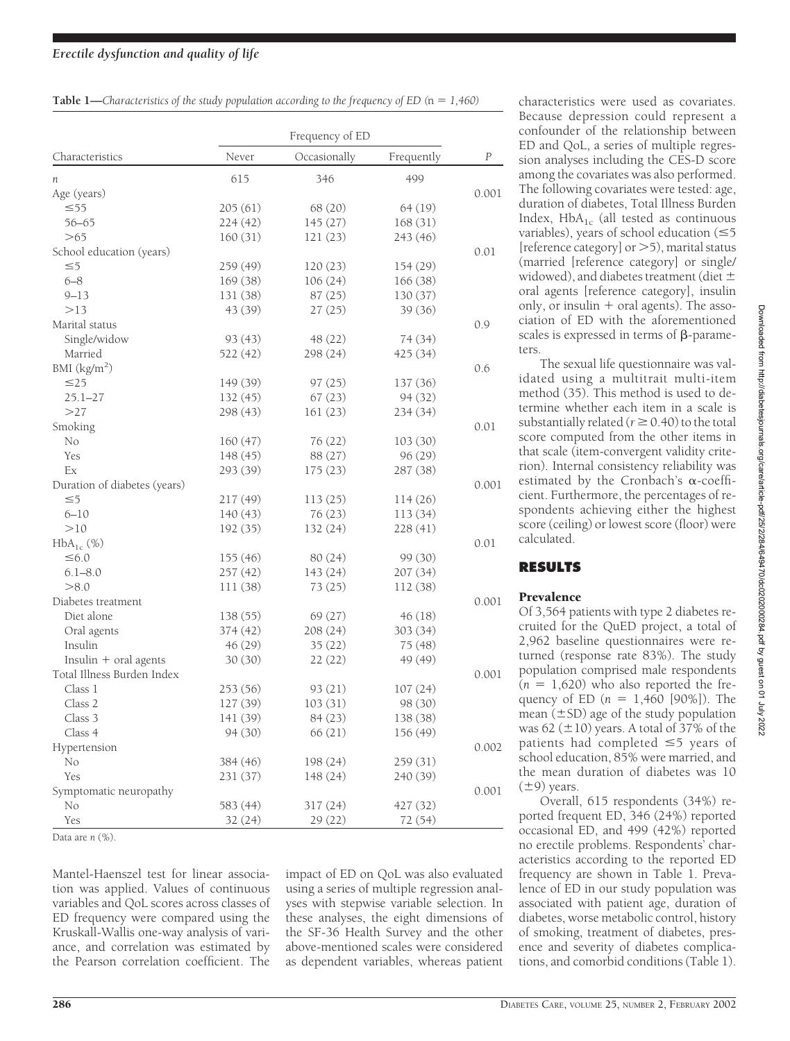**Table 1**—*Characteristics of the study population according to the frequency of ED* (n = 1,460)

| Characteristics | Frequency of ED | | | P |
|---|---|---|---|---|
| | Never | Occasionally | Frequently | |
| n | 615 | 346 | 499 | |
| Age (years) | | | | 0.001 |
| ≤55 | 205 (61) | 68 (20) | 64 (19) | |
| 56–65 | 224 (42) | 145 (27) | 168 (31) | |
| >65 | 160 (31) | 121 (23) | 243 (46) | |
| School education (years) | | | | 0.01 |
| ≤5 | 259 (49) | 120 (23) | 154 (29) | |
| 6–8 | 169 (38) | 106 (24) | 166 (38) | |
| 9–13 | 131 (38) | 87 (25) | 130 (37) | |
| >13 | 43 (39) | 27 (25) | 39 (36) | |
| Marital status | | | | 0.9 |
| Single/widow | 93 (43) | 48 (22) | 74 (34) | |
| Married | 522 (42) | 298 (24) | 425 (34) | |
| BMI ($kg/m^2$) | | | | 0.6 |
| ≤25 | 149 (39) | 97 (25) | 137 (36) | |
| 25.1–27 | 132 (45) | 67 (23) | 94 (32) | |
| >27 | 298 (43) | 161 (23) | 234 (34) | |
| Smoking | | | | 0.01 |
| No | 160 (47) | 76 (22) | 103 (30) | |
| Yes | 148 (45) | 88 (27) | 96 (29) | |
| Ex | 293 (39) | 175 (23) | 287 (38) | |
| Duration of diabetes (years) | | | | 0.001 |
| ≤5 | 217 (49) | 113 (25) | 114 (26) | |
| 6–10 | 140 (43) | 76 (23) | 113 (34) | |
| >10 | 192 (35) | 132 (24) | 228 (41) | |
| $HbA_{1c}$ (%) | | | | 0.01 |
| ≤6.0 | 155 (46) | 80 (24) | 99 (30) | |
| 6.1–8.0 | 257 (42) | 143 (24) | 207 (34) | |
| >8.0 | 111 (38) | 73 (25) | 112 (38) | |
| Diabetes treatment | | | | 0.001 |
| Diet alone | 138 (55) | 69 (27) | 46 (18) | |
| Oral agents | 374 (42) | 208 (24) | 303 (34) | |
| Insulin | 46 (29) | 35 (22) | 75 (48) | |
| Insulin + oral agents | 30 (30) | 22 (22) | 49 (49) | |
| Total Illness Burden Index | | | | 0.001 |
| Class 1 | 253 (56) | 93 (21) | 107 (24) | |
| Class 2 | 127 (39) | 103 (31) | 98 (30) | |
| Class 3 | 141 (39) | 84 (23) | 138 (38) | |
| Class 4 | 94 (30) | 66 (21) | 156 (49) | |
| Hypertension | | | | 0.002 |
| No | 384 (46) | 198 (24) | 259 (31) | |
| Yes | 231 (37) | 148 (24) | 240 (39) | |
| Symptomatic neuropathy | | | | 0.001 |
| No | 583 (44) | 317 (24) | 427 (32) | |
| Yes | 32 (24) | 29 (22) | 72 (54) | |

Data are n (%).

Mantel-Haenszel test for linear association was applied. Values of continuous variables and QoL scores across classes of ED frequency were compared using the Kruskall-Wallis one-way analysis of variance, and correlation was estimated by the Pearson correlation coefficient. The impact of ED on QoL was also evaluated using a series of multiple regression analyses with stepwise variable selection. In these analyses, the eight dimensions of the SF-36 Health Survey and the other above-mentioned scales were considered as dependent variables, whereas patient characteristics were used as covariates. Because depression could represent a confounder of the relationship between ED and QoL, a series of multiple regression analyses including the CES-D score among the covariates was also performed. The following covariates were tested: age, duration of diabetes, Total Illness Burden Index, $HbA_{1c}$ (all tested as continuous variables), years of school education (≤5 [reference category] or >5), marital status (married [reference category] or single/widowed), and diabetes treatment (diet ± oral agents [reference category], insulin only, or insulin + oral agents). The association of ED with the aforementioned scales is expressed in terms of β-parameters.

The sexual life questionnaire was validated using a multitrait multi-item method (35). This method is used to determine whether each item in a scale is substantially related ($r \geq 0.40$) to the total score computed from the other items in that scale (item-convergent validity criterion). Internal consistency reliability was estimated by the Cronbach's α-coefficient. Furthermore, the percentages of respondents achieving either the highest score (ceiling) or lowest score (floor) were calculated.

## RESULTS

### Prevalence

Of 3,564 patients with type 2 diabetes recruited for the QuED project, a total of 2,962 baseline questionnaires were returned (response rate 83%). The study population comprised male respondents ($n$ = 1,620) who also reported the frequency of ED ($n$ = 1,460 [90%]). The mean (±SD) age of the study population was 62 (±10) years. A total of 37% of the patients had completed ≤5 years of school education, 85% were married, and the mean duration of diabetes was 10 (±9) years.

Overall, 615 respondents (34%) reported frequent ED, 346 (24%) reported occasional ED, and 499 (42%) reported no erectile problems. Respondents' characteristics according to the reported ED frequency are shown in Table 1. Prevalence of ED in our study population was associated with patient age, duration of diabetes, worse metabolic control, history of smoking, treatment of diabetes, presence and severity of diabetes complications, and comorbid conditions (Table 1).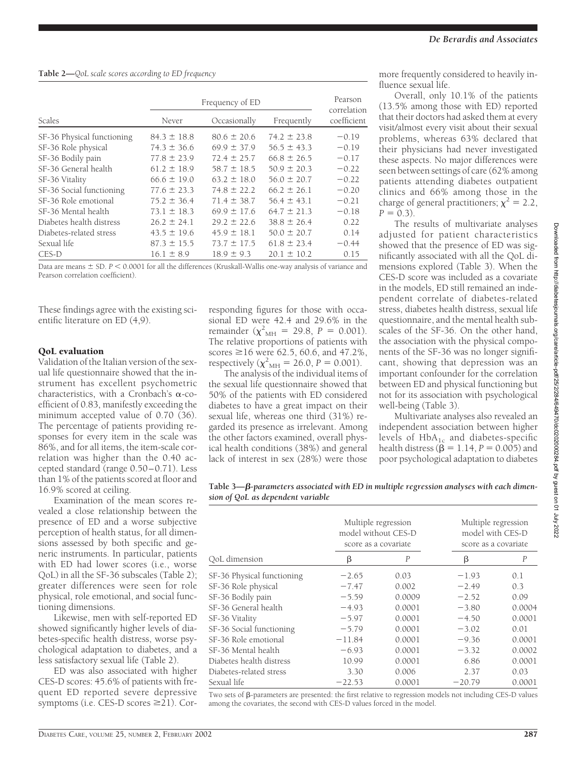**Table 2**—*QoL scale scores according to ED frequency*

| Scales | Frequency of ED | | | Pearson correlation coefficient |
|---|---|---|---|---|
| | Never | Occasionally | Frequently | |
| SF-36 Physical functioning | 84.3 ± 18.8 | 80.6 ± 20.6 | 74.2 ± 23.8 | −0.19 |
| SF-36 Role physical | 74.3 ± 36.6 | 69.9 ± 37.9 | 56.5 ± 43.3 | −0.19 |
| SF-36 Bodily pain | 77.8 ± 23.9 | 72.4 ± 25.7 | 66.8 ± 26.5 | −0.17 |
| SF-36 General health | 61.2 ± 18.9 | 58.7 ± 18.5 | 50.9 ± 20.3 | −0.22 |
| SF-36 Vitality | 66.6 ± 19.0 | 63.2 ± 18.0 | 56.0 ± 20.7 | −0.22 |
| SF-36 Social functioning | 77.6 ± 23.3 | 74.8 ± 22.2 | 66.2 ± 26.1 | −0.20 |
| SF-36 Role emotional | 75.2 ± 36.4 | 71.4 ± 38.7 | 56.4 ± 43.1 | −0.21 |
| SF-36 Mental health | 73.1 ± 18.3 | 69.9 ± 17.6 | 64.7 ± 21.3 | −0.18 |
| Diabetes health distress | 26.2 ± 24.1 | 29.2 ± 22.6 | 38.8 ± 26.4 | 0.22 |
| Diabetes-related stress | 43.5 ± 19.6 | 45.9 ± 18.1 | 50.0 ± 20.7 | 0.14 |
| Sexual life | 87.3 ± 15.5 | 73.7 ± 17.5 | 61.8 ± 23.4 | −0.44 |
| CES-D | 16.1 ± 8.9 | 18.9 ± 9.3 | 20.1 ± 10.2 | 0.15 |

Data are means ± SD. $P < 0.0001$ for all the differences (Kruskall-Wallis one-way analysis of variance and Pearson correlation coefficient).

These findings agree with the existing scientific literature on ED (4,9).

### QoL evaluation

Validation of the Italian version of the sexual life questionnaire showed that the instrument has excellent psychometric characteristics, with a Cronbach's α-coefficient of 0.83, manifestly exceeding the minimum accepted value of 0.70 (36). The percentage of patients providing responses for every item in the scale was 86%, and for all items, the item-scale correlation was higher than the 0.40 accepted standard (range 0.50–0.71). Less than 1% of the patients scored at floor and 16.9% scored at ceiling.

Examination of the mean scores revealed a close relationship between the presence of ED and a worse subjective perception of health status, for all dimensions assessed by both specific and generic instruments. In particular, patients with ED had lower scores (i.e., worse QoL) in all the SF-36 subscales (Table 2); greater differences were seen for role physical, role emotional, and social functioning dimensions.

Likewise, men with self-reported ED showed significantly higher levels of diabetes-specific health distress, worse psychological adaptation to diabetes, and a less satisfactory sexual life (Table 2).

ED was also associated with higher CES-D scores: 45.6% of patients with frequent ED reported severe depressive symptoms (i.e. CES-D scores ≥21). Corresponding figures for those with occasional ED were 42.4 and 29.6% in the remainder ($\chi^2_{MH} = 29.8$, $P = 0.001$). The relative proportions of patients with scores ≥16 were 62.5, 60.6, and 47.2%, respectively ($\chi^2_{MH} = 26.0$, $P = 0.001$).

The analysis of the individual items of the sexual life questionnaire showed that 50% of the patients with ED considered diabetes to have a great impact on their sexual life, whereas one third (31%) regarded its presence as irrelevant. Among the other factors examined, overall physical health conditions (38%) and general lack of interest in sex (28%) were those more frequently considered to heavily influence sexual life.

Overall, only 10.1% of the patients (13.5% among those with ED) reported that their doctors had asked them at every visit/almost every visit about their sexual problems, whereas 63% declared that their physicians had never investigated these aspects. No major differences were seen between settings of care (62% among patients attending diabetes outpatient clinics and 66% among those in the charge of general practitioners; $\chi^2 = 2.2$, $P = 0.3$).

The results of multivariate analyses adjusted for patient characteristics showed that the presence of ED was significantly associated with all the QoL dimensions explored (Table 3). When the CES-D score was included as a covariate in the models, ED still remained an independent correlate of diabetes-related stress, diabetes health distress, sexual life questionnaire, and the mental health subscales of the SF-36. On the other hand, the association with the physical components of the SF-36 was no longer significant, showing that depression was an important confounder for the correlation between ED and physical functioning but not for its association with psychological well-being (Table 3).

Multivariate analyses also revealed an independent association between higher levels of $HbA_{1c}$ and diabetes-specific health distress ($\beta = 1.14$, $P = 0.005$) and poor psychological adaptation to diabetes

**Table 3**—*β-parameters associated with ED in multiple regression analyses with each dimension of QoL as dependent variable*

| QoL dimension | Multiple regression model without CES-D score as a covariate | | Multiple regression model with CES-D score as a covariate | |
|---|---|---|---|---|
| | β | *P* | β | *P* |
| SF-36 Physical functioning | −2.65 | 0.03 | −1.93 | 0.1 |
| SF-36 Role physical | −7.47 | 0.002 | −2.49 | 0.3 |
| SF-36 Bodily pain | −5.59 | 0.0009 | −2.52 | 0.09 |
| SF-36 General health | −4.93 | 0.0001 | −3.80 | 0.0004 |
| SF-36 Vitality | −5.97 | 0.0001 | −4.50 | 0.0001 |
| SF-36 Social functioning | −5.79 | 0.0001 | −3.02 | 0.01 |
| SF-36 Role emotional | −11.84 | 0.0001 | −9.36 | 0.0001 |
| SF-36 Mental health | −6.93 | 0.0001 | −3.32 | 0.0002 |
| Diabetes health distress | 10.99 | 0.0001 | 6.86 | 0.0001 |
| Diabetes-related stress | 3.30 | 0.006 | 2.37 | 0.03 |
| Sexual life | −22.53 | 0.0001 | −20.79 | 0.0001 |

Two sets of β-parameters are presented: the first relative to regression models not including CES-D values among the covariates, the second with CES-D values forced in the model.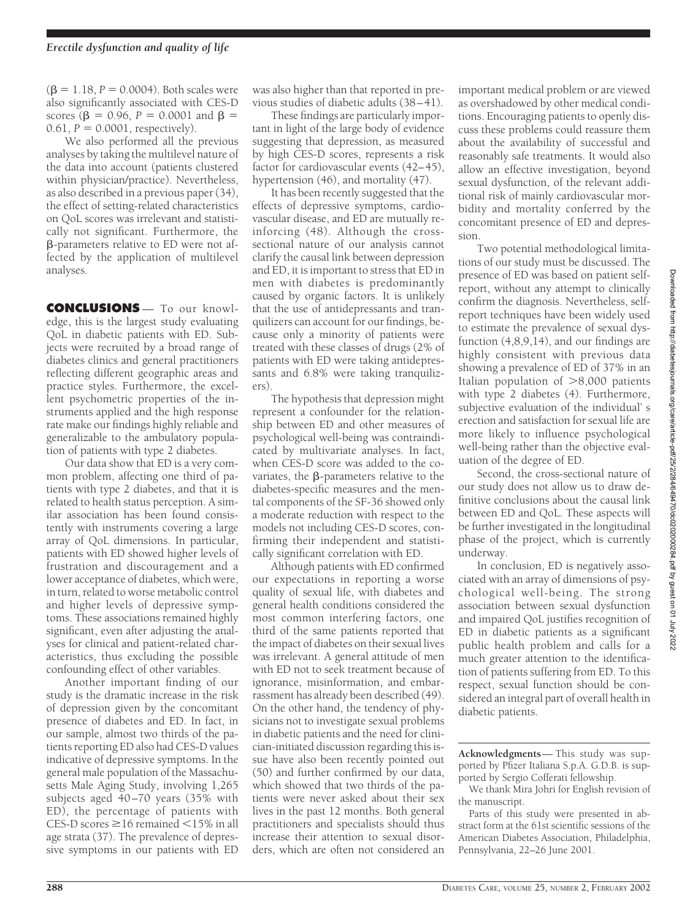($\beta = 1.18$, $P = 0.0004$). Both scales were also significantly associated with CES-D scores ($\beta = 0.96$, $P = 0.0001$ and $\beta = 0.61$, $P = 0.0001$, respectively).

We also performed all the previous analyses by taking the multilevel nature of the data into account (patients clustered within physician/practice). Nevertheless, as also described in a previous paper (34), the effect of setting-related characteristics on QoL scores was irrelevant and statistically not significant. Furthermore, the β-parameters relative to ED were not affected by the application of multilevel analyses.

## CONCLUSIONS

To our knowledge, this is the largest study evaluating QoL in diabetic patients with ED. Subjects were recruited by a broad range of diabetes clinics and general practitioners reflecting different geographic areas and practice styles. Furthermore, the excellent psychometric properties of the instruments applied and the high response rate make our findings highly reliable and generalizable to the ambulatory population of patients with type 2 diabetes.

Our data show that ED is a very common problem, affecting one third of patients with type 2 diabetes, and that it is related to health status perception. A similar association has been found consistently with instruments covering a large array of QoL dimensions. In particular, patients with ED showed higher levels of frustration and discouragement and a lower acceptance of diabetes, which were, in turn, related to worse metabolic control and higher levels of depressive symptoms. These associations remained highly significant, even after adjusting the analyses for clinical and patient-related characteristics, thus excluding the possible confounding effect of other variables.

Another important finding of our study is the dramatic increase in the risk of depression given by the concomitant presence of diabetes and ED. In fact, in our sample, almost two thirds of the patients reporting ED also had CES-D values indicative of depressive symptoms. In the general male population of the Massachusetts Male Aging Study, involving 1,265 subjects aged 40–70 years (35% with ED), the percentage of patients with CES-D scores ≥16 remained <15% in all age strata (37). The prevalence of depressive symptoms in our patients with ED was also higher than that reported in previous studies of diabetic adults (38–41).

These findings are particularly important in light of the large body of evidence suggesting that depression, as measured by high CES-D scores, represents a risk factor for cardiovascular events (42–45), hypertension (46), and mortality (47).

It has been recently suggested that the effects of depressive symptoms, cardiovascular disease, and ED are mutually reinforcing (48). Although the cross-sectional nature of our analysis cannot clarify the causal link between depression and ED, it is important to stress that ED in men with diabetes is predominantly caused by organic factors. It is unlikely that the use of antidepressants and tranquilizers can account for our findings, because only a minority of patients were treated with these classes of drugs (2% of patients with ED were taking antidepressants and 6.8% were taking tranquilizers).

The hypothesis that depression might represent a confounder for the relationship between ED and other measures of psychological well-being was contraindicated by multivariate analyses. In fact, when CES-D score was added to the covariates, the β-parameters relative to the diabetes-specific measures and the mental components of the SF-36 showed only a moderate reduction with respect to the models not including CES-D scores, confirming their independent and statistically significant correlation with ED.

Although patients with ED confirmed our expectations in reporting a worse quality of sexual life, with diabetes and general health conditions considered the most common interfering factors, one third of the same patients reported that the impact of diabetes on their sexual lives was irrelevant. A general attitude of men with ED not to seek treatment because of ignorance, misinformation, and embarrassment has already been described (49). On the other hand, the tendency of physicians not to investigate sexual problems in diabetic patients and the need for clinician-initiated discussion regarding this issue have also been recently pointed out (50) and further confirmed by our data, which showed that two thirds of the patients were never asked about their sex lives in the past 12 months. Both general practitioners and specialists should thus increase their attention to sexual disorders, which are often not considered an important medical problem or are viewed as overshadowed by other medical conditions. Encouraging patients to openly discuss these problems could reassure them about the availability of successful and reasonably safe treatments. It would also allow an effective investigation, beyond sexual dysfunction, of the relevant additional risk of mainly cardiovascular morbidity and mortality conferred by the concomitant presence of ED and depression.

Two potential methodological limitations of our study must be discussed. The presence of ED was based on patient self-report, without any attempt to clinically confirm the diagnosis. Nevertheless, self-report techniques have been widely used to estimate the prevalence of sexual dysfunction (4,8,9,14), and our findings are highly consistent with previous data showing a prevalence of ED of 37% in an Italian population of >8,000 patients with type 2 diabetes (4). Furthermore, subjective evaluation of the individual' s erection and satisfaction for sexual life are more likely to influence psychological well-being rather than the objective evaluation of the degree of ED.

Second, the cross-sectional nature of our study does not allow us to draw definitive conclusions about the causal link between ED and QoL. These aspects will be further investigated in the longitudinal phase of the project, which is currently underway.

In conclusion, ED is negatively associated with an array of dimensions of psychological well-being. The strong association between sexual dysfunction and impaired QoL justifies recognition of ED in diabetic patients as a significant public health problem and calls for a much greater attention to the identification of patients suffering from ED. To this respect, sexual function should be considered an integral part of overall health in diabetic patients.

---

**Acknowledgments**— This study was supported by Pfizer Italiana S.p.A. G.D.B. is supported by Sergio Cofferati fellowship.

We thank Mira Johri for English revision of the manuscript.

Parts of this study were presented in abstract form at the 61st scientific sessions of the American Diabetes Association, Philadelphia, Pennsylvania, 22–26 June 2001.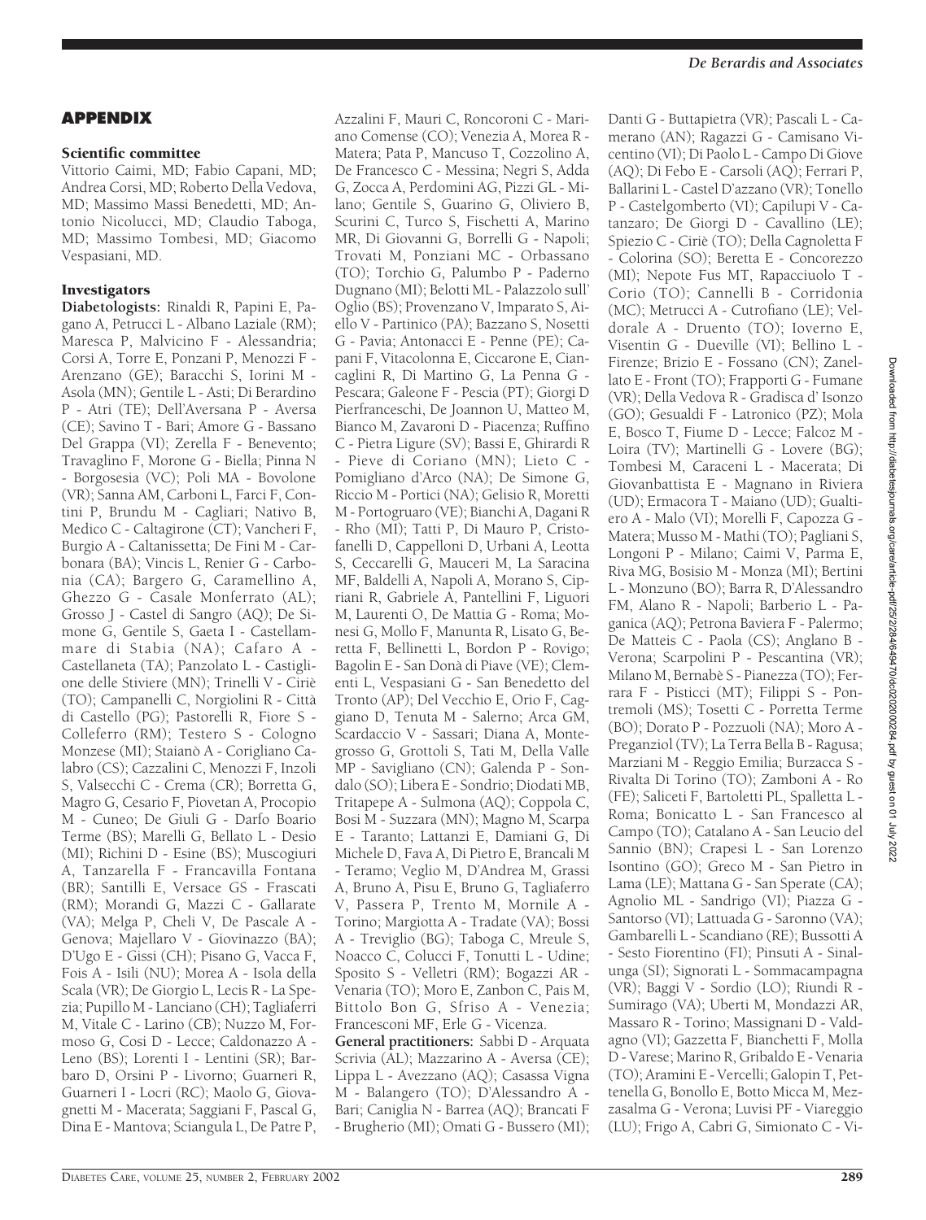## APPENDIX

### Scientific committee

Vittorio Caimi, MD; Fabio Capani, MD; Andrea Corsi, MD; Roberto Della Vedova, MD; Massimo Massi Benedetti, MD; Antonio Nicolucci, MD; Claudio Taboga, MD; Massimo Tombesi, MD; Giacomo Vespasiani, MD.

### Investigators

**Diabetologists:** Rinaldi R, Papini E, Pagano A, Petrucci L - Albano Laziale (RM); Maresca P, Malvicino F - Alessandria; Corsi A, Torre E, Ponzani P, Menozzi F - Arenzano (GE); Baracchi S, Iorini M - Asola (MN); Gentile L - Asti; Di Berardino P - Atri (TE); Dell'Aversana P - Aversa (CE); Savino T - Bari; Amore G - Bassano Del Grappa (VI); Zerella F - Benevento; Travaglino F, Morone G - Biella; Pinna N - Borgosesia (VC); Poli MA - Bovolone (VR); Sanna AM, Carboni L, Farci F, Contini P, Brundu M - Cagliari; Nativo B, Medico C - Caltagirone (CT); Vancheri F, Burgio A - Caltanissetta; De Fini M - Carbonara (BA); Vincis L, Renier G - Carbonia (CA); Bargero G, Caramellino A, Ghezzo G - Casale Monferrato (AL); Grosso J - Castel di Sangro (AQ); De Simone G, Gentile S, Gaeta I - Castellammare di Stabia (NA); Cafaro A - Castellaneta (TA); Panzolato L - Castiglione delle Stiviere (MN); Trinelli V - Ciriè (TO); Campanelli C, Norgiolini R - Città di Castello (PG); Pastorelli R, Fiore S - Colleferro (RM); Testero S - Cologno Monzese (MI); Staianò A - Corigliano Calabro (CS); Cazzalini C, Menozzi F, Inzoli S, Valsecchi C - Crema (CR); Borretta G, Magro G, Cesario F, Piovetan A, Procopio M - Cuneo; De Giuli G - Darfo Boario Terme (BS); Marelli G, Bellato L - Desio (MI); Richini D - Esine (BS); Muscogiuri A, Tanzarella F - Francavilla Fontana (BR); Santilli E, Versace GS - Frascati (RM); Morandi G, Mazzi C - Gallarate (VA); Melga P, Cheli V, De Pascale A - Genova; Majellaro V - Giovinazzo (BA); D'Ugo E - Gissi (CH); Pisano G, Vacca F, Fois A - Isili (NU); Morea A - Isola della Scala (VR); De Giorgio L, Lecis R - La Spezia; Pupillo M - Lanciano (CH); Tagliaferri M, Vitale C - Larino (CB); Nuzzo M, Formoso G, Cosi D - Lecce; Caldonazzo A - Leno (BS); Lorenti I - Lentini (SR); Barbaro D, Orsini P - Livorno; Guarneri R, Guarneri I - Locri (RC); Maolo G, Giovagnetti M - Macerata; Saggiani F, Pascal G, Dina E - Mantova; Sciangula L, De Patre P, Azzalini F, Mauri C, Roncoroni C - Mariano Comense (CO); Venezia A, Morea R - Matera; Pata P, Mancuso T, Cozzolino A, De Francesco C - Messina; Negri S, Adda G, Zocca A, Perdomini AG, Pizzi GL - Milano; Gentile S, Guarino G, Oliviero B, Scurini C, Turco S, Fischetti A, Marino MR, Di Giovanni G, Borrelli G - Napoli; Trovati M, Ponziani MC - Orbassano (TO); Torchio G, Palumbo P - Paderno Dugnano (MI); Belotti ML - Palazzolo sull' Oglio (BS); Provenzano V, Imparato S, Aiello V - Partinico (PA); Bazzano S, Nosetti G - Pavia; Antonacci E - Penne (PE); Capani F, Vitacolonna E, Ciccarone E, Ciancaglini R, Di Martino G, La Penna G - Pescara; Galeone F - Pescia (PT); Giorgi D Pierfranceschi, De Joannon U, Matteo M, Bianco M, Zavaroni D - Piacenza; Ruffino C - Pietra Ligure (SV); Bassi E, Ghirardi R - Pieve di Coriano (MN); Lieto C - Pomigliano d'Arco (NA); De Simone G, Riccio M - Portici (NA); Gelisio R, Moretti M - Portogruaro (VE); Bianchi A, Dagani R - Rho (MI); Tatti P, Di Mauro P, Cristofanelli D, Cappelloni D, Urbani A, Leotta S, Ceccarelli G, Mauceri M, La Saracina MF, Baldelli A, Napoli A, Morano S, Cipriani R, Gabriele A, Pantellini F, Liguori M, Laurenti O, De Mattia G - Roma; Monesi G, Mollo F, Manunta R, Lisato G, Beretta F, Bellinetti L, Bordon P - Rovigo; Bagolin E - San Donà di Piave (VE); Clementi L, Vespasiani G - San Benedetto del Tronto (AP); Del Vecchio E, Orio F, Caggiano D, Tenuta M - Salerno; Arca GM, Scardaccio V - Sassari; Diana A, Montegrosso G, Grottoli S, Tati M, Della Valle MP - Savigliano (CN); Galenda P - Sondalo (SO); Libera E - Sondrio; Diodati MB, Tritapepe A - Sulmona (AQ); Coppola C, Bosi M - Suzzara (MN); Magno M, Scarpa E - Taranto; Lattanzi E, Damiani G, Di Michele D, Fava A, Di Pietro E, Brancali M - Teramo; Veglio M, D'Andrea M, Grassi A, Bruno A, Pisu E, Bruno G, Tagliaferro V, Passera P, Trento M, Mornile A - Torino; Margiotta A - Tradate (VA); Bossi A - Treviglio (BG); Taboga C, Mreule S, Noacco C, Colucci F, Tonutti L - Udine; Sposito S - Velletri (RM); Bogazzi AR - Venaria (TO); Moro E, Zanbon C, Pais M, Bittolo Bon G, Sfriso A - Venezia; Francesconi MF, Erle G - Vicenza.

**General practitioners:** Sabbi D - Arquata Scrivia (AL); Mazzarino A - Aversa (CE); Lippa L - Avezzano (AQ); Casassa Vigna M - Balangero (TO); D'Alessandro A - Bari; Caniglia N - Barrea (AQ); Brancati F - Brugherio (MI); Omati G - Bussero (MI); Danti G - Buttapietra (VR); Pascali L - Camerano (AN); Ragazzi G - Camisano Vicentino (VI); Di Paolo L - Campo Di Giove (AQ); Di Febo E - Carsoli (AQ); Ferrari P, Ballarini L - Castel D'azzano (VR); Tonello P - Castelgomberto (VI); Capilupi V - Catanzaro; De Giorgi D - Cavallino (LE); Spiezio C - Ciriè (TO); Della Cagnoletta F - Colorina (SO); Beretta E - Concorezzo (MI); Nepote Fus MT, Rapacciuolo T - Corio (TO); Cannelli B - Corridonia (MC); Metrucci A - Cutrofiano (LE); Veldorale A - Druento (TO); Ioverno E, Visentin G - Dueville (VI); Bellino L - Firenze; Brizio E - Fossano (CN); Zanellato E - Front (TO); Frapporti G - Fumane (VR); Della Vedova R - Gradisca d' Isonzo (GO); Gesualdi F - Latronico (PZ); Mola E, Bosco T, Fiume D - Lecce; Falcoz M - Loira (TV); Martinelli G - Lovere (BG); Tombesi M, Caraceni L - Macerata; Di Giovanbattista E - Magnano in Riviera (UD); Ermacora T - Maiano (UD); Gualtiero A - Malo (VI); Morelli F, Capozza G - Matera; Musso M - Mathi (TO); Pagliani S, Longoni P - Milano; Caimi V, Parma E, Riva MG, Bosisio M - Monza (MI); Bertini L - Monzuno (BO); Barra R, D'Alessandro FM, Alano R - Napoli; Barberio L - Paganica (AQ); Petrona Baviera F - Palermo; De Matteis C - Paola (CS); Anglano B - Verona; Scarpolini P - Pescantina (VR); Milano M, Bernabè S - Pianezza (TO); Ferrara F - Pisticci (MT); Filippi S - Pontremoli (MS); Tosetti C - Porretta Terme (BO); Dorato P - Pozzuoli (NA); Moro A - Preganziol (TV); La Terra Bella B - Ragusa; Marziani M - Reggio Emilia; Burzacca S - Rivalta Di Torino (TO); Zamboni A - Ro (FE); Saliceti F, Bartoletti PL, Spalletta L - Roma; Bonicatto L - San Francesco al Campo (TO); Catalano A - San Leucio del Sannio (BN); Crapesi L - San Lorenzo Isontino (GO); Greco M - San Pietro in Lama (LE); Mattana G - San Sperate (CA); Agnolio ML - Sandrigo (VI); Piazza G - Santorso (VI); Lattuada G - Saronno (VA); Gambarelli L - Scandiano (RE); Bussotti A - Sesto Fiorentino (FI); Pinsuti A - Sinalunga (SI); Signorati L - Sommacampagna (VR); Baggi V - Sordio (LO); Riundi R - Sumirago (VA); Uberti M, Mondazzi AR, Massaro R - Torino; Massignani D - Valdagno (VI); Gazzetta F, Bianchetti F, Molla D - Varese; Marino R, Gribaldo E - Venaria (TO); Aramini E - Vercelli; Galopin T, Pettenella G, Bonollo E, Botto Micca M, Mezzasalma G - Verona; Luvisi PF - Viareggio (LU); Frigo A, Cabri G, Simionato C - Vi-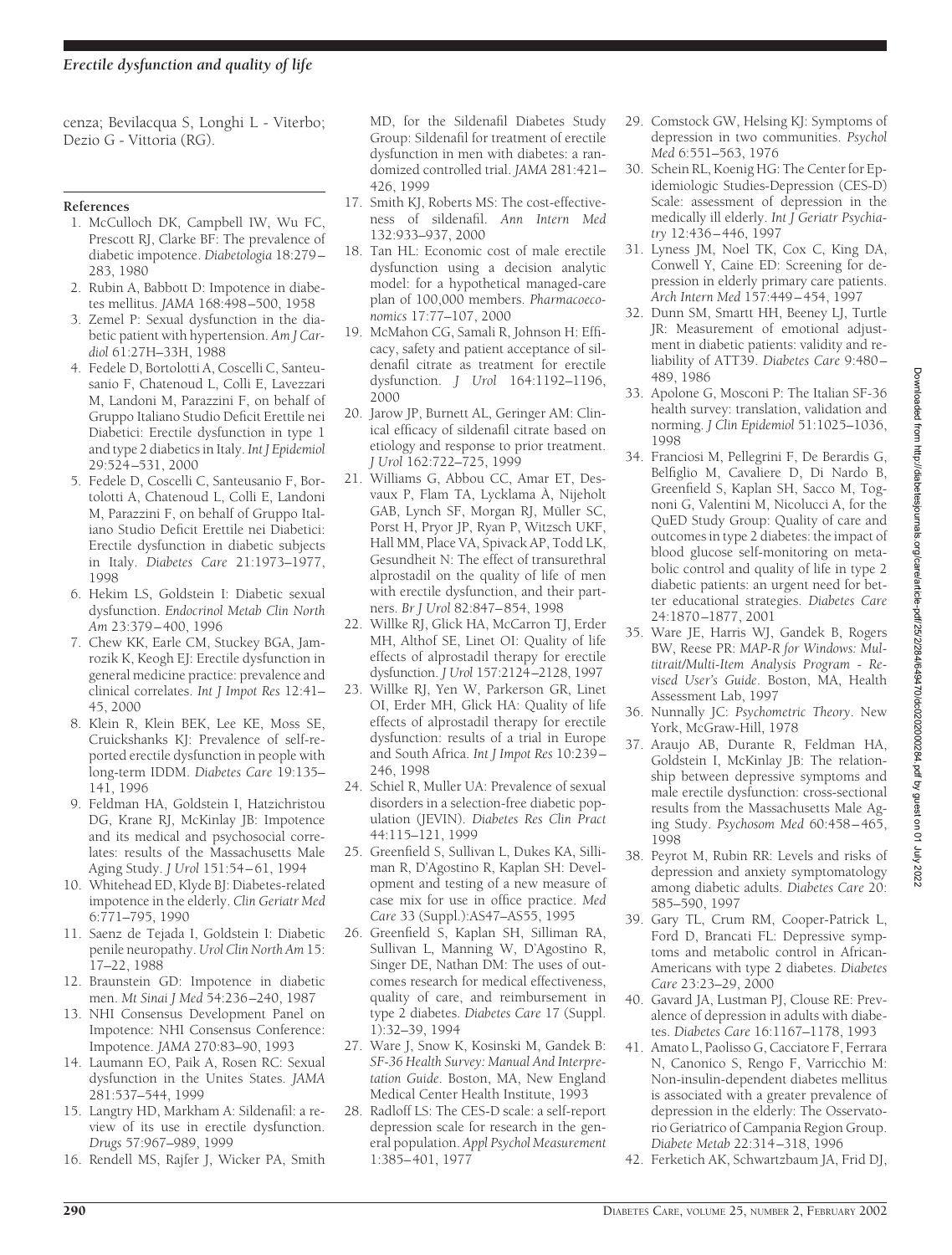cenza; Bevilacqua S, Longhi L - Viterbo; Dezio G - Vittoria (RG).

## References

1. McCulloch DK, Campbell IW, Wu FC, Prescott RJ, Clarke BF: The prevalence of diabetic impotence. *Diabetologia* 18:279–283, 1980
2. Rubin A, Babbott D: Impotence in diabetes mellitus. *JAMA* 168:498–500, 1958
3. Zemel P: Sexual dysfunction in the diabetic patient with hypertension. *Am J Cardiol* 61:27H–33H, 1988
4. Fedele D, Bortolotti A, Coscelli C, Santeusanio F, Chatenoud L, Colli E, Lavezzari M, Landoni M, Parazzini F, on behalf of Gruppo Italiano Studio Deficit Erettile nei Diabetici: Erectile dysfunction in type 1 and type 2 diabetics in Italy. *Int J Epidemiol* 29:524–531, 2000
5. Fedele D, Coscelli C, Santeusanio F, Bortolotti A, Chatenoud L, Colli E, Landoni M, Parazzini F, on behalf of Gruppo Italiano Studio Deficit Erettile nei Diabetici: Erectile dysfunction in diabetic subjects in Italy. *Diabetes Care* 21:1973–1977, 1998
6. Hekim LS, Goldstein I: Diabetic sexual dysfunction. *Endocrinol Metab Clin North Am* 23:379–400, 1996
7. Chew KK, Earle CM, Stuckey BGA, Jamrozik K, Keogh EJ: Erectile dysfunction in general medicine practice: prevalence and clinical correlates. *Int J Impot Res* 12:41–45, 2000
8. Klein R, Klein BEK, Lee KE, Moss SE, Cruickshanks KJ: Prevalence of self-reported erectile dysfunction in people with long-term IDDM. *Diabetes Care* 19:135–141, 1996
9. Feldman HA, Goldstein I, Hatzichristou DG, Krane RJ, McKinlay JB: Impotence and its medical and psychosocial correlates: results of the Massachusetts Male Aging Study. *J Urol* 151:54–61, 1994
10. Whitehead ED, Klyde BJ: Diabetes-related impotence in the elderly. *Clin Geriatr Med* 6:771–795, 1990
11. Saenz de Tejada I, Goldstein I: Diabetic penile neuropathy. *Urol Clin North Am* 15: 17–22, 1988
12. Braunstein GD: Impotence in diabetic men. *Mt Sinai J Med* 54:236–240, 1987
13. NHI Consensus Development Panel on Impotence: NHI Consensus Conference: Impotence. *JAMA* 270:83–90, 1993
14. Laumann EO, Paik A, Rosen RC: Sexual dysfunction in the Unites States. *JAMA* 281:537–544, 1999
15. Langtry HD, Markham A: Sildenafil: a review of its use in erectile dysfunction. *Drugs* 57:967–989, 1999
16. Rendell MS, Rajfer J, Wicker PA, Smith MD, for the Sildenafil Diabetes Study Group: Sildenafil for treatment of erectile dysfunction in men with diabetes: a randomized controlled trial. *JAMA* 281:421–426, 1999
17. Smith KJ, Roberts MS: The cost-effectiveness of sildenafil. *Ann Intern Med* 132:933–937, 2000
18. Tan HL: Economic cost of male erectile dysfunction using a decision analytic model: for a hypothetical managed-care plan of 100,000 members. *Pharmacoeconomics* 17:77–107, 2000
19. McMahon CG, Samali R, Johnson H: Efficacy, safety and patient acceptance of sildenafil citrate as treatment for erectile dysfunction. *J Urol* 164:1192–1196, 2000
20. Jarow JP, Burnett AL, Geringer AM: Clinical efficacy of sildenafil citrate based on etiology and response to prior treatment. *J Urol* 162:722–725, 1999
21. Williams G, Abbou CC, Amar ET, Desvaux P, Flam TA, Lycklama À, Nijeholt GAB, Lynch SF, Morgan RJ, Müller SC, Porst H, Pryor JP, Ryan P, Witzsch UKF, Hall MM, Place VA, Spivack AP, Todd LK, Gesundheit N: The effect of transurethral alprostadil on the quality of life of men with erectile dysfunction, and their partners. *Br J Urol* 82:847–854, 1998
22. Willke RJ, Glick HA, McCarron TJ, Erder MH, Althof SE, Linet OI: Quality of life effects of alprostadil therapy for erectile dysfunction. *J Urol* 157:2124–2128, 1997
23. Willke RJ, Yen W, Parkerson GR, Linet OI, Erder MH, Glick HA: Quality of life effects of alprostadil therapy for erectile dysfunction: results of a trial in Europe and South Africa. *Int J Impot Res* 10:239–246, 1998
24. Schiel R, Muller UA: Prevalence of sexual disorders in a selection-free diabetic population (JEVIN). *Diabetes Res Clin Pract* 44:115–121, 1999
25. Greenfield S, Sullivan L, Dukes KA, Silliman R, D'Agostino R, Kaplan SH: Development and testing of a new measure of case mix for use in office practice. *Med Care* 33 (Suppl.):AS47–AS55, 1995
26. Greenfield S, Kaplan SH, Silliman RA, Sullivan L, Manning W, D'Agostino R, Singer DE, Nathan DM: The uses of outcomes research for medical effectiveness, quality of care, and reimbursement in type 2 diabetes. *Diabetes Care* 17 (Suppl. 1):32–39, 1994
27. Ware J, Snow K, Kosinski M, Gandek B: *SF-36 Health Survey: Manual And Interpretation Guide*. Boston, MA, New England Medical Center Health Institute, 1993
28. Radloff LS: The CES-D scale: a self-report depression scale for research in the general population. *Appl Psychol Measurement* 1:385–401, 1977
29. Comstock GW, Helsing KJ: Symptoms of depression in two communities. *Psychol Med* 6:551–563, 1976
30. Schein RL, Koenig HG: The Center for Epidemiologic Studies-Depression (CES-D) Scale: assessment of depression in the medically ill elderly. *Int J Geriatr Psychiatry* 12:436–446, 1997
31. Lyness JM, Noel TK, Cox C, King DA, Conwell Y, Caine ED: Screening for depression in elderly primary care patients. *Arch Intern Med* 157:449–454, 1997
32. Dunn SM, Smartt HH, Beeney LJ, Turtle JR: Measurement of emotional adjustment in diabetic patients: validity and reliability of ATT39. *Diabetes Care* 9:480–489, 1986
33. Apolone G, Mosconi P: The Italian SF-36 health survey: translation, validation and norming. *J Clin Epidemiol* 51:1025–1036, 1998
34. Franciosi M, Pellegrini F, De Berardis G, Belfiglio M, Cavaliere D, Di Nardo B, Greenfield S, Kaplan SH, Sacco M, Tognoni G, Valentini M, Nicolucci A, for the QuED Study Group: Quality of care and outcomes in type 2 diabetes: the impact of blood glucose self-monitoring on metabolic control and quality of life in type 2 diabetic patients: an urgent need for better educational strategies. *Diabetes Care* 24:1870–1877, 2001
35. Ware JE, Harris WJ, Gandek B, Rogers BW, Reese PR: *MAP-R for Windows: Multitrait/Multi-Item Analysis Program - Revised User's Guide*. Boston, MA, Health Assessment Lab, 1997
36. Nunnally JC: *Psychometric Theory*. New York, McGraw-Hill, 1978
37. Araujo AB, Durante R, Feldman HA, Goldstein I, McKinlay JB: The relationship between depressive symptoms and male erectile dysfunction: cross-sectional results from the Massachusetts Male Aging Study. *Psychosom Med* 60:458–465, 1998
38. Peyrot M, Rubin RR: Levels and risks of depression and anxiety symptomatology among diabetic adults. *Diabetes Care* 20: 585–590, 1997
39. Gary TL, Crum RM, Cooper-Patrick L, Ford D, Brancati FL: Depressive symptoms and metabolic control in African-Americans with type 2 diabetes. *Diabetes Care* 23:23–29, 2000
40. Gavard JA, Lustman PJ, Clouse RE: Prevalence of depression in adults with diabetes. *Diabetes Care* 16:1167–1178, 1993
41. Amato L, Paolisso G, Cacciatore F, Ferrara N, Canonico S, Rengo F, Varricchio M: Non-insulin-dependent diabetes mellitus is associated with a greater prevalence of depression in the elderly: The Osservatorio Geriatrico of Campania Region Group. *Diabete Metab* 22:314–318, 1996
42. Ferketich AK, Schwartzbaum JA, Frid DJ,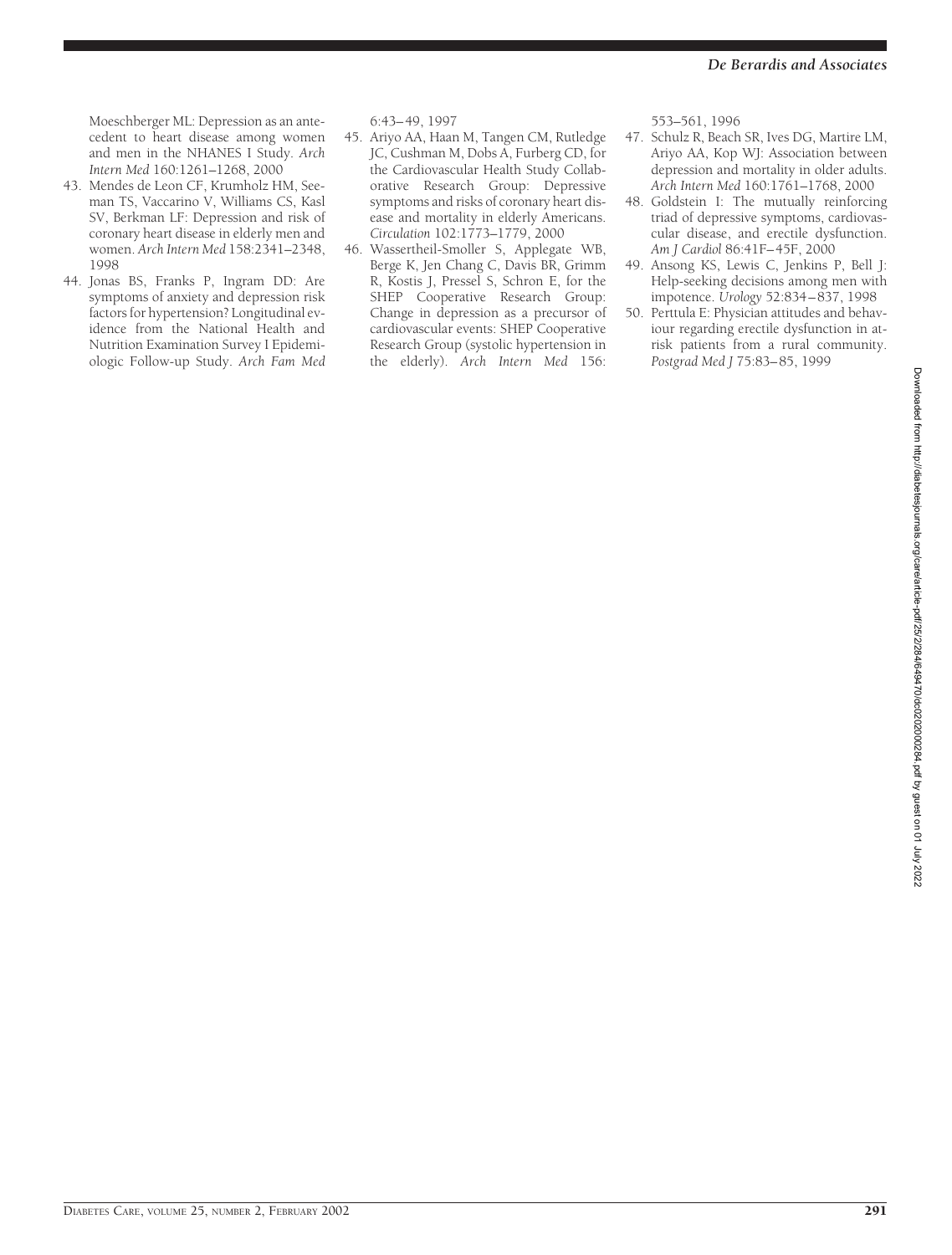Moeschberger ML: Depression as an antecedent to heart disease among women and men in the NHANES I Study. *Arch Intern Med* 160:1261–1268, 2000

43. Mendes de Leon CF, Krumholz HM, Seeman TS, Vaccarino V, Williams CS, Kasl SV, Berkman LF: Depression and risk of coronary heart disease in elderly men and women. *Arch Intern Med* 158:2341–2348, 1998
44. Jonas BS, Franks P, Ingram DD: Are symptoms of anxiety and depression risk factors for hypertension? Longitudinal evidence from the National Health and Nutrition Examination Survey I Epidemiologic Follow-up Study. *Arch Fam Med* 6:43–49, 1997
45. Ariyo AA, Haan M, Tangen CM, Rutledge JC, Cushman M, Dobs A, Furberg CD, for the Cardiovascular Health Study Collaborative Research Group: Depressive symptoms and risks of coronary heart disease and mortality in elderly Americans. *Circulation* 102:1773–1779, 2000
46. Wassertheil-Smoller S, Applegate WB, Berge K, Jen Chang C, Davis BR, Grimm R, Kostis J, Pressel S, Schron E, for the SHEP Cooperative Research Group: Change in depression as a precursor of cardiovascular events: SHEP Cooperative Research Group (systolic hypertension in the elderly). *Arch Intern Med* 156:553–561, 1996
47. Schulz R, Beach SR, Ives DG, Martire LM, Ariyo AA, Kop WJ: Association between depression and mortality in older adults. *Arch Intern Med* 160:1761–1768, 2000
48. Goldstein I: The mutually reinforcing triad of depressive symptoms, cardiovascular disease, and erectile dysfunction. *Am J Cardiol* 86:41F–45F, 2000
49. Ansong KS, Lewis C, Jenkins P, Bell J: Help-seeking decisions among men with impotence. *Urology* 52:834–837, 1998
50. Perttula E: Physician attitudes and behaviour regarding erectile dysfunction in at-risk patients from a rural community. *Postgrad Med J* 75:83–85, 1999